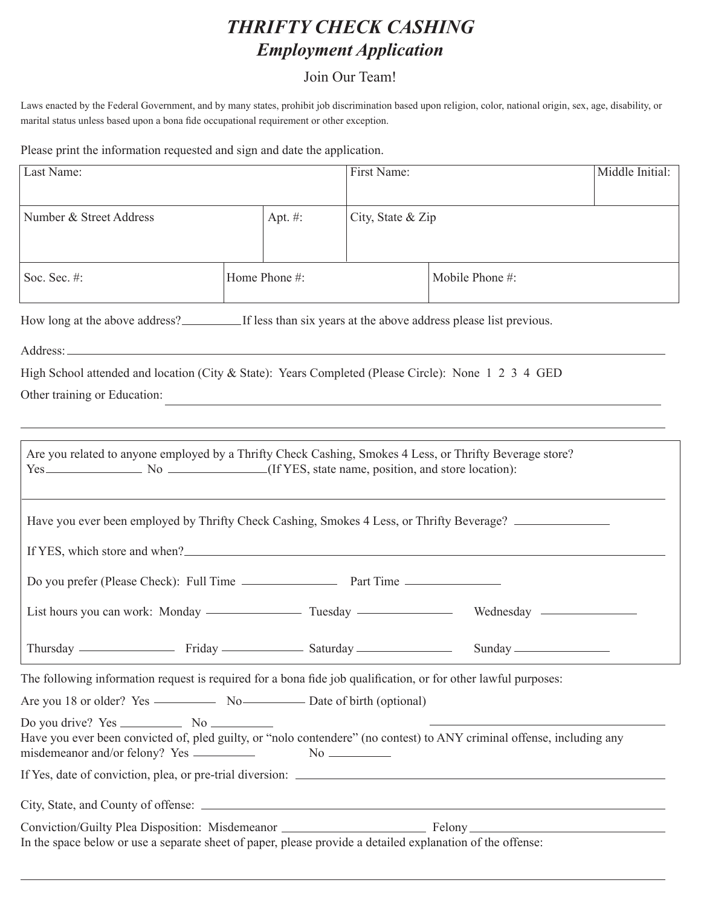# *THRIFTY CHECK CASHING*

## *Employment Application*

Join Our Team!

Laws enacted by the Federal Government, and by many states, prohibit job discrimination based upon religion, color, national origin, sex, age, disability, or marital status unless based upon a bona fide occupational requirement or other exception.

Please print the information requested and sign and date the application.

| Last Name: | | First Name: | Middle Initial: |
|---|---|---|---|
| Number & Street Address | Apt. #: | City, State & Zip | |

| Soc. Sec. #: | Home Phone #: | Mobile Phone #: |
|---|---|---|
| | | |

How long at the above address?__________ If less than six years at the above address please list previous.

Address: ______________________________________________________________

High School attended and location (City & State): Years Completed (Please Circle): None 1 2 3 4 GED

Other training or Education: ______________________________________________________________

______________________________________________________________

Are you related to anyone employed by a Thrifty Check Cashing, Smokes 4 Less, or Thrifty Beverage store?
Yes______________ No ______________ (If YES, state name, position, and store location):

______________________________________________________________

Have you ever been employed by Thrifty Check Cashing, Smokes 4 Less, or Thrifty Beverage? ______________

If YES, which store and when? ______________________________________________________________

Do you prefer (Please Check): Full Time ______________ Part Time ______________

List hours you can work: Monday ______________ Tuesday ______________ Wednesday ______________

Thursday ______________ Friday ______________ Saturday ______________ Sunday ______________

The following information request is required for a bona fide job qualification, or for other lawful purposes:

Are you 18 or older? Yes __________ No __________ Date of birth (optional)

Do you drive? Yes __________ No __________ ______________________________

Have you ever been convicted of, pled guilty, or "nolo contendere" (no contest) to ANY criminal offense, including any misdemeanor and/or felony? Yes __________ No __________

If Yes, date of conviction, plea, or pre-trial diversion: ______________________________________________

City, State, and County of offense: ______________________________________________

Conviction/Guilty Plea Disposition: Misdemeanor ______________________ Felony ______________________

In the space below or use a separate sheet of paper, please provide a detailed explanation of the offense:

______________________________________________________________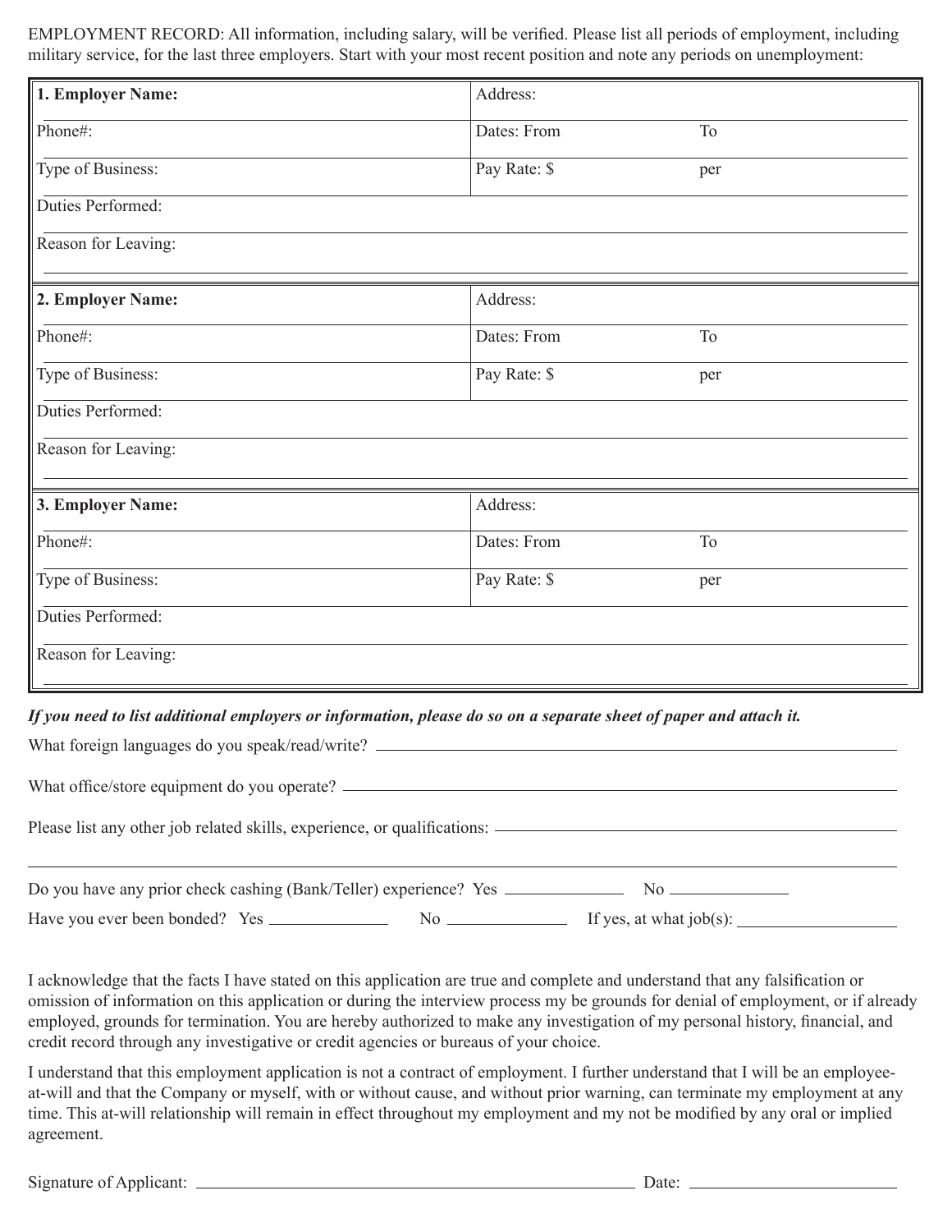EMPLOYMENT RECORD: All information, including salary, will be verified. Please list all periods of employment, including military service, for the last three employers. Start with your most recent position and note any periods on unemployment:

| | |
|---|---|
| **1. Employer Name:** | Address: |
| Phone#: | Dates: From To |
| Type of Business: | Pay Rate: $ per |
| Duties Performed: | |
| Reason for Leaving: | |
| **2. Employer Name:** | Address: |
| Phone#: | Dates: From To |
| Type of Business: | Pay Rate: $ per |
| Duties Performed: | |
| Reason for Leaving: | |
| **3. Employer Name:** | Address: |
| Phone#: | Dates: From To |
| Type of Business: | Pay Rate: $ per |
| Duties Performed: | |
| Reason for Leaving: | |

***If you need to list additional employers or information, please do so on a separate sheet of paper and attach it.***

What foreign languages do you speak/read/write? ______________________

What office/store equipment do you operate? ______________________

Please list any other job related skills, experience, or qualifications: ______________________

______________________

Do you have any prior check cashing (Bank/Teller) experience? Yes ________ No ________

Have you ever been bonded? Yes ________ No ________ If yes, at what job(s): ________

I acknowledge that the facts I have stated on this application are true and complete and understand that any falsification or omission of information on this application or during the interview process my be grounds for denial of employment, or if already employed, grounds for termination. You are hereby authorized to make any investigation of my personal history, financial, and credit record through any investigative or credit agencies or bureaus of your choice.

I understand that this employment application is not a contract of employment. I further understand that I will be an employee-at-will and that the Company or myself, with or without cause, and without prior warning, can terminate my employment at any time. This at-will relationship will remain in effect throughout my employment and my not be modified by any oral or implied agreement.

Signature of Applicant: ______________________ Date: ________________